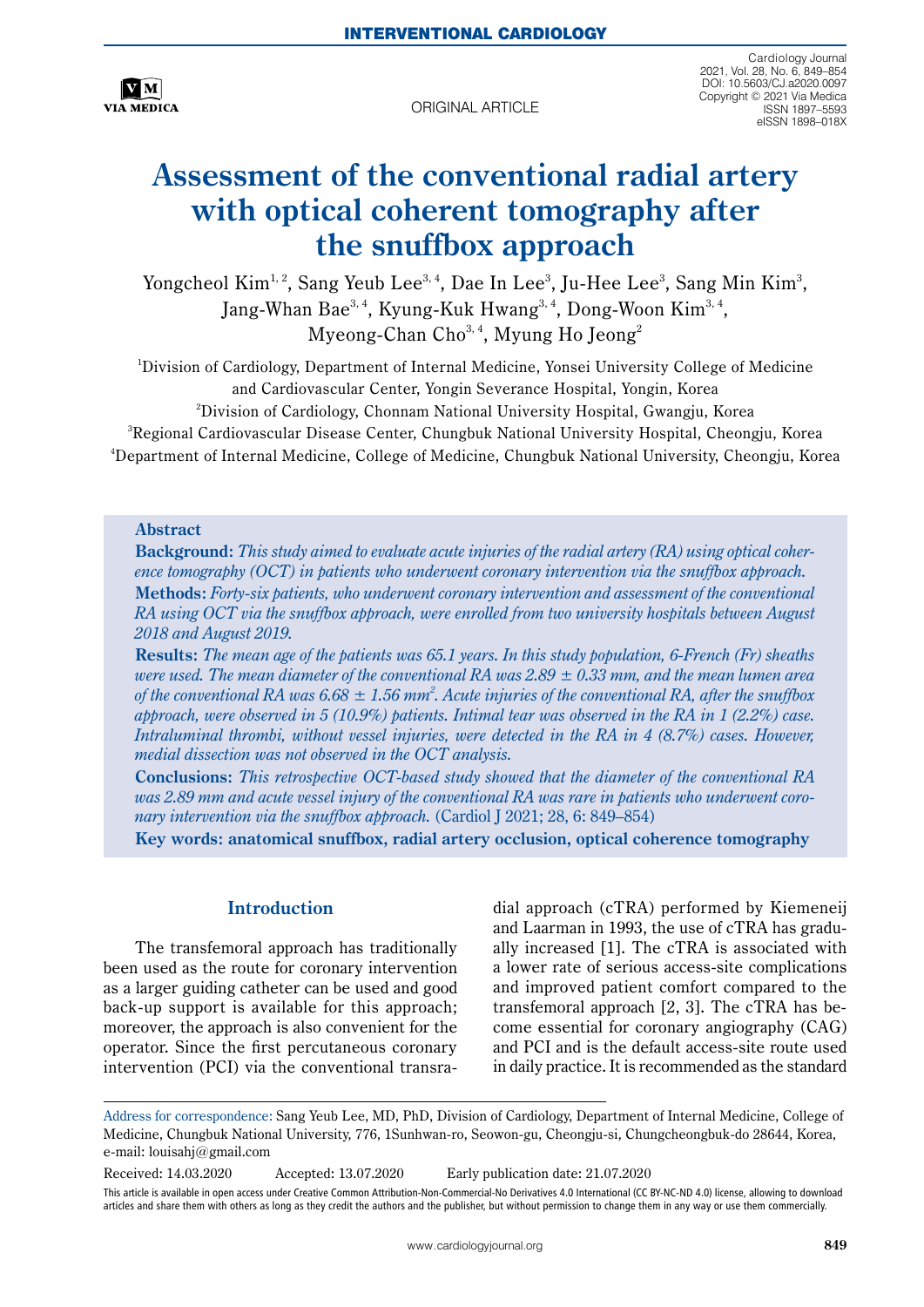INTERVENTIONAL CARDIOLOGY

ORIGINAL ARTICLE

# Assessment of the conventional radial artery with optical coherent tomography after the snuffbox approach

Yongcheol Kim[1,2], Sang Yeub Lee[3,4], Dae In Lee[3], Ju-Hee Lee[3], Sang Min Kim[3], Jang-Whan Bae[3,4], Kyung-Kuk Hwang[3,4], Dong-Woon Kim[3,4], Myeong-Chan Cho[3,4], Myung Ho Jeong[2]

[1]Division of Cardiology, Department of Internal Medicine, Yonsei University College of Medicine and Cardiovascular Center, Yongin Severance Hospital, Yongin, Korea
[2]Division of Cardiology, Chonnam National University Hospital, Gwangju, Korea
[3]Regional Cardiovascular Disease Center, Chungbuk National University Hospital, Cheongju, Korea
[4]Department of Internal Medicine, College of Medicine, Chungbuk National University, Cheongju, Korea

## Abstract

**Background:** *This study aimed to evaluate acute injuries of the radial artery (RA) using optical coherence tomography (OCT) in patients who underwent coronary intervention via the snuffbox approach.*

**Methods:** *Forty-six patients, who underwent coronary intervention and assessment of the conventional RA using OCT via the snuffbox approach, were enrolled from two university hospitals between August 2018 and August 2019.*

**Results:** *The mean age of the patients was 65.1 years. In this study population, 6-French (Fr) sheaths were used. The mean diameter of the conventional RA was 2.89 ± 0.33 mm, and the mean lumen area of the conventional RA was 6.68 ± 1.56 mm$^2$. Acute injuries of the conventional RA, after the snuffbox approach, were observed in 5 (10.9%) patients. Intimal tear was observed in the RA in 1 (2.2%) case. Intraluminal thrombi, without vessel injuries, were detected in the RA in 4 (8.7%) cases. However, medial dissection was not observed in the OCT analysis.*

**Conclusions:** *This retrospective OCT-based study showed that the diameter of the conventional RA was 2.89 mm and acute vessel injury of the conventional RA was rare in patients who underwent coronary intervention via the snuffbox approach.* (Cardiol J 2021; 28, 6: 849–854)

**Key words: anatomical snuffbox, radial artery occlusion, optical coherence tomography**

## Introduction

The transfemoral approach has traditionally been used as the route for coronary intervention as a larger guiding catheter can be used and good back-up support is available for this approach; moreover, the approach is also convenient for the operator. Since the first percutaneous coronary intervention (PCI) via the conventional transradial approach (cTRA) performed by Kiemeneij and Laarman in 1993, the use of cTRA has gradually increased [1]. The cTRA is associated with a lower rate of serious access-site complications and improved patient comfort compared to the transfemoral approach [2, 3]. The cTRA has become essential for coronary angiography (CAG) and PCI and is the default access-site route used in daily practice. It is recommended as the standard

Address for correspondence: Sang Yeub Lee, MD, PhD, Division of Cardiology, Department of Internal Medicine, College of Medicine, Chungbuk National University, 776, 1Sunhwan-ro, Seowon-gu, Cheongju-si, Chungcheongbuk-do 28644, Korea, e-mail: louisahj@gmail.com

Received: 14.03.2020 Accepted: 13.07.2020 Early publication date: 21.07.2020

This article is available in open access under Creative Common Attribution-Non-Commercial-No Derivatives 4.0 International (CC BY-NC-ND 4.0) license, allowing to download articles and share them with others as long as they credit the authors and the publisher, but without permission to change them in any way or use them commercially.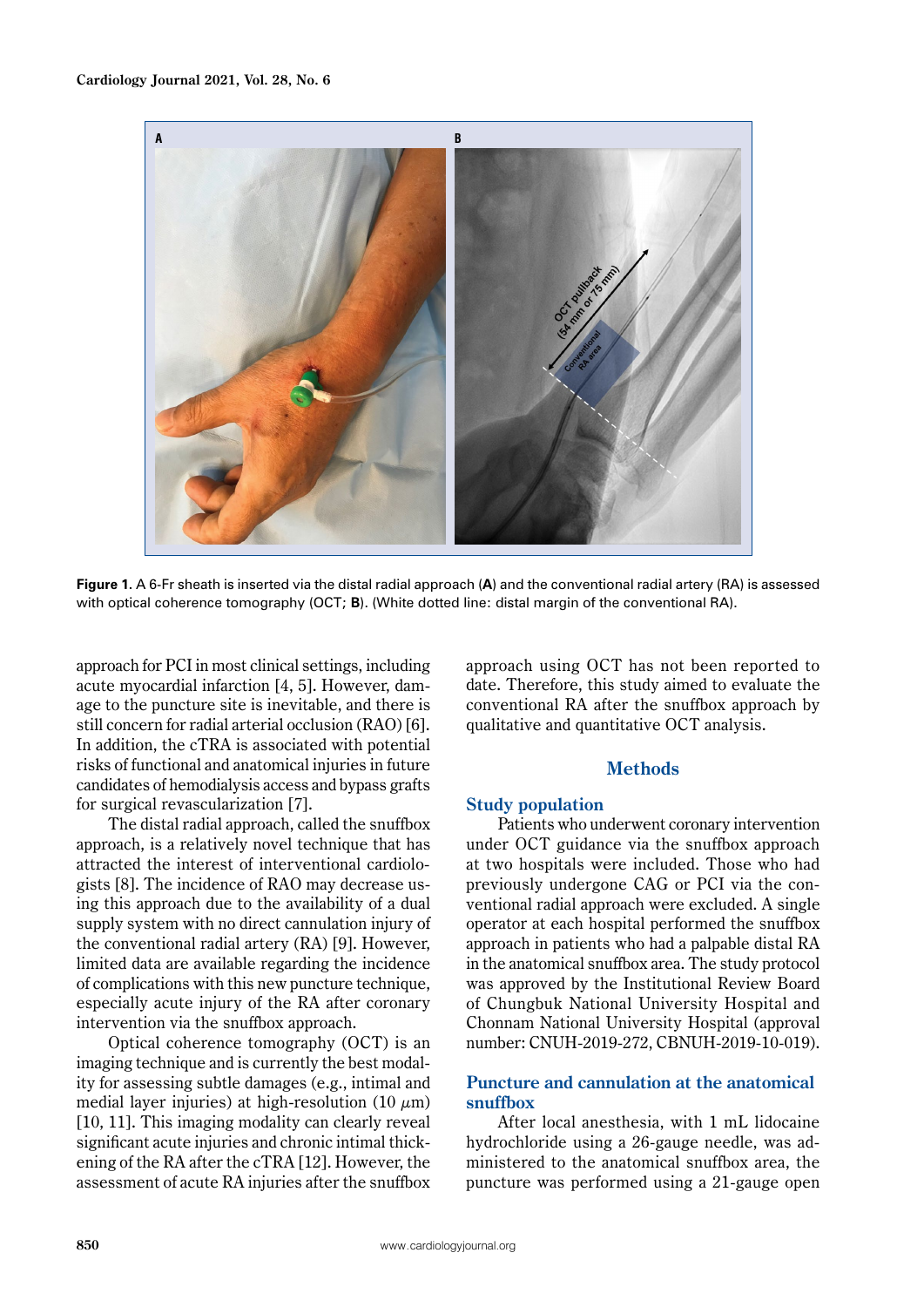**Figure 1.** A 6-Fr sheath is inserted via the distal radial approach (**A**) and the conventional radial artery (RA) is assessed with optical coherence tomography (OCT; **B**). (White dotted line: distal margin of the conventional RA).

approach for PCI in most clinical settings, including acute myocardial infarction [4, 5]. However, damage to the puncture site is inevitable, and there is still concern for radial arterial occlusion (RAO) [6]. In addition, the cTRA is associated with potential risks of functional and anatomical injuries in future candidates of hemodialysis access and bypass grafts for surgical revascularization [7].

The distal radial approach, called the snuffbox approach, is a relatively novel technique that has attracted the interest of interventional cardiologists [8]. The incidence of RAO may decrease using this approach due to the availability of a dual supply system with no direct cannulation injury of the conventional radial artery (RA) [9]. However, limited data are available regarding the incidence of complications with this new puncture technique, especially acute injury of the RA after coronary intervention via the snuffbox approach.

Optical coherence tomography (OCT) is an imaging technique and is currently the best modality for assessing subtle damages (e.g., intimal and medial layer injuries) at high-resolution (10 $\mu$m) [10, 11]. This imaging modality can clearly reveal significant acute injuries and chronic intimal thickening of the RA after the cTRA [12]. However, the assessment of acute RA injuries after the snuffbox approach using OCT has not been reported to date. Therefore, this study aimed to evaluate the conventional RA after the snuffbox approach by qualitative and quantitative OCT analysis.

## Methods

### Study population

Patients who underwent coronary intervention under OCT guidance via the snuffbox approach at two hospitals were included. Those who had previously undergone CAG or PCI via the conventional radial approach were excluded. A single operator at each hospital performed the snuffbox approach in patients who had a palpable distal RA in the anatomical snuffbox area. The study protocol was approved by the Institutional Review Board of Chungbuk National University Hospital and Chonnam National University Hospital (approval number: CNUH-2019-272, CBNUH-2019-10-019).

### Puncture and cannulation at the anatomical snuffbox

After local anesthesia, with 1 mL lidocaine hydrochloride using a 26-gauge needle, was administered to the anatomical snuffbox area, the puncture was performed using a 21-gauge open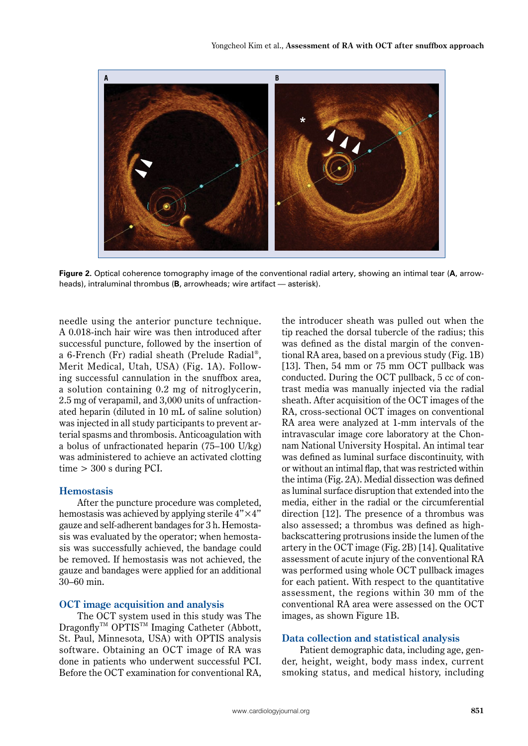Figure 2. Optical coherence tomography image of the conventional radial artery, showing an intimal tear (**A**, arrowheads), intraluminal thrombus (**B**, arrowheads; wire artifact — asterisk).

needle using the anterior puncture technique. A 0.018-inch hair wire was then introduced after successful puncture, followed by the insertion of a 6-French (Fr) radial sheath (Prelude Radial®, Merit Medical, Utah, USA) (Fig. 1A). Following successful cannulation in the snuffbox area, a solution containing 0.2 mg of nitroglycerin, 2.5 mg of verapamil, and 3,000 units of unfractionated heparin (diluted in 10 mL of saline solution) was injected in all study participants to prevent arterial spasms and thrombosis. Anticoagulation with a bolus of unfractionated heparin (75–100 U/kg) was administered to achieve an activated clotting time > 300 s during PCI.

## Hemostasis

After the puncture procedure was completed, hemostasis was achieved by applying sterile 4"×4" gauze and self-adherent bandages for 3 h. Hemostasis was evaluated by the operator; when hemostasis was successfully achieved, the bandage could be removed. If hemostasis was not achieved, the gauze and bandages were applied for an additional 30–60 min.

## OCT image acquisition and analysis

The OCT system used in this study was The Dragonfly™ OPTIS™ Imaging Catheter (Abbott, St. Paul, Minnesota, USA) with OPTIS analysis software. Obtaining an OCT image of RA was done in patients who underwent successful PCI. Before the OCT examination for conventional RA, the introducer sheath was pulled out when the tip reached the dorsal tubercle of the radius; this was defined as the distal margin of the conventional RA area, based on a previous study (Fig. 1B) [13]. Then, 54 mm or 75 mm OCT pullback was conducted. During the OCT pullback, 5 cc of contrast media was manually injected via the radial sheath. After acquisition of the OCT images of the RA, cross-sectional OCT images on conventional RA area were analyzed at 1-mm intervals of the intravascular image core laboratory at the Chonnam National University Hospital. An intimal tear was defined as luminal surface discontinuity, with or without an intimal flap, that was restricted within the intima (Fig. 2A). Medial dissection was defined as luminal surface disruption that extended into the media, either in the radial or the circumferential direction [12]. The presence of a thrombus was also assessed; a thrombus was defined as high-backscattering protrusions inside the lumen of the artery in the OCT image (Fig. 2B) [14]. Qualitative assessment of acute injury of the conventional RA was performed using whole OCT pullback images for each patient. With respect to the quantitative assessment, the regions within 30 mm of the conventional RA area were assessed on the OCT images, as shown Figure 1B.

## Data collection and statistical analysis

Patient demographic data, including age, gender, height, weight, body mass index, current smoking status, and medical history, including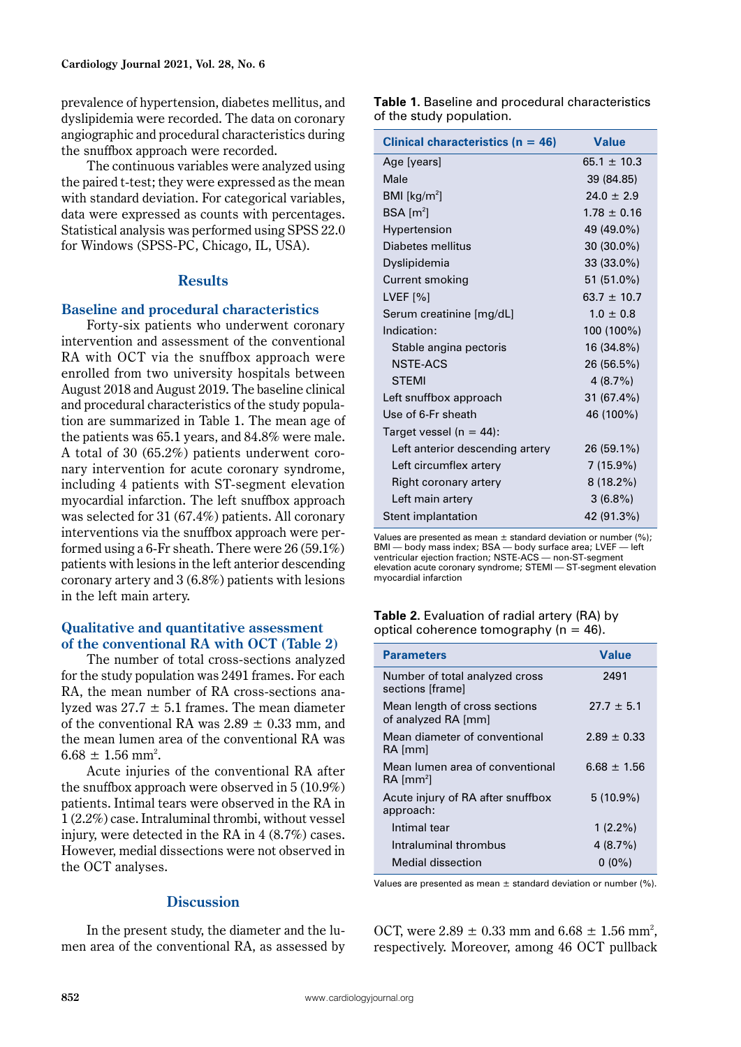prevalence of hypertension, diabetes mellitus, and dyslipidemia were recorded. The data on coronary angiographic and procedural characteristics during the snuffbox approach were recorded.

The continuous variables were analyzed using the paired t-test; they were expressed as the mean with standard deviation. For categorical variables, data were expressed as counts with percentages. Statistical analysis was performed using SPSS 22.0 for Windows (SPSS-PC, Chicago, IL, USA).

## Results

### Baseline and procedural characteristics

Forty-six patients who underwent coronary intervention and assessment of the conventional RA with OCT via the snuffbox approach were enrolled from two university hospitals between August 2018 and August 2019. The baseline clinical and procedural characteristics of the study population are summarized in Table 1. The mean age of the patients was 65.1 years, and 84.8% were male. A total of 30 (65.2%) patients underwent coronary intervention for acute coronary syndrome, including 4 patients with ST-segment elevation myocardial infarction. The left snuffbox approach was selected for 31 (67.4%) patients. All coronary interventions via the snuffbox approach were performed using a 6-Fr sheath. There were 26 (59.1%) patients with lesions in the left anterior descending coronary artery and 3 (6.8%) patients with lesions in the left main artery.

### Qualitative and quantitative assessment of the conventional RA with OCT (Table 2)

The number of total cross-sections analyzed for the study population was 2491 frames. For each RA, the mean number of RA cross-sections analyzed was 27.7 ± 5.1 frames. The mean diameter of the conventional RA was 2.89 ± 0.33 mm, and the mean lumen area of the conventional RA was 6.68 ± 1.56 mm$^2$.

Acute injuries of the conventional RA after the snuffbox approach were observed in 5 (10.9%) patients. Intimal tears were observed in the RA in 1 (2.2%) case. Intraluminal thrombi, without vessel injury, were detected in the RA in 4 (8.7%) cases. However, medial dissections were not observed in the OCT analyses.

**Table 1.** Baseline and procedural characteristics of the study population.

| Clinical characteristics (n = 46) | Value |
|---|---|
| Age [years] | 65.1 ± 10.3 |
| Male | 39 (84.85) |
| BMI [kg/m$^2$] | 24.0 ± 2.9 |
| BSA [m$^2$] | 1.78 ± 0.16 |
| Hypertension | 49 (49.0%) |
| Diabetes mellitus | 30 (30.0%) |
| Dyslipidemia | 33 (33.0%) |
| Current smoking | 51 (51.0%) |
| LVEF [%] | 63.7 ± 10.7 |
| Serum creatinine [mg/dL] | 1.0 ± 0.8 |
| Indication: | 100 (100%) |
| Stable angina pectoris | 16 (34.8%) |
| NSTE-ACS | 26 (56.5%) |
| STEMI | 4 (8.7%) |
| Left snuffbox approach | 31 (67.4%) |
| Use of 6-Fr sheath | 46 (100%) |
| Target vessel (n = 44): | |
| Left anterior descending artery | 26 (59.1%) |
| Left circumflex artery | 7 (15.9%) |
| Right coronary artery | 8 (18.2%) |
| Left main artery | 3 (6.8%) |
| Stent implantation | 42 (91.3%) |

Values are presented as mean ± standard deviation or number (%); BMI — body mass index; BSA — body surface area; LVEF — left ventricular ejection fraction; NSTE-ACS — non-ST-segment elevation acute coronary syndrome; STEMI — ST-segment elevation myocardial infarction

**Table 2.** Evaluation of radial artery (RA) by optical coherence tomography (n = 46).

| Parameters | Value |
|---|---|
| Number of total analyzed cross sections [frame] | 2491 |
| Mean length of cross sections of analyzed RA [mm] | 27.7 ± 5.1 |
| Mean diameter of conventional RA [mm] | 2.89 ± 0.33 |
| Mean lumen area of conventional RA [mm$^2$] | 6.68 ± 1.56 |
| Acute injury of RA after snuffbox approach: | 5 (10.9%) |
| Intimal tear | 1 (2.2%) |
| Intraluminal thrombus | 4 (8.7%) |
| Medial dissection | 0 (0%) |

Values are presented as mean ± standard deviation or number (%).

## Discussion

In the present study, the diameter and the lumen area of the conventional RA, as assessed by OCT, were 2.89 ± 0.33 mm and 6.68 ± 1.56 mm$^2$, respectively. Moreover, among 46 OCT pullback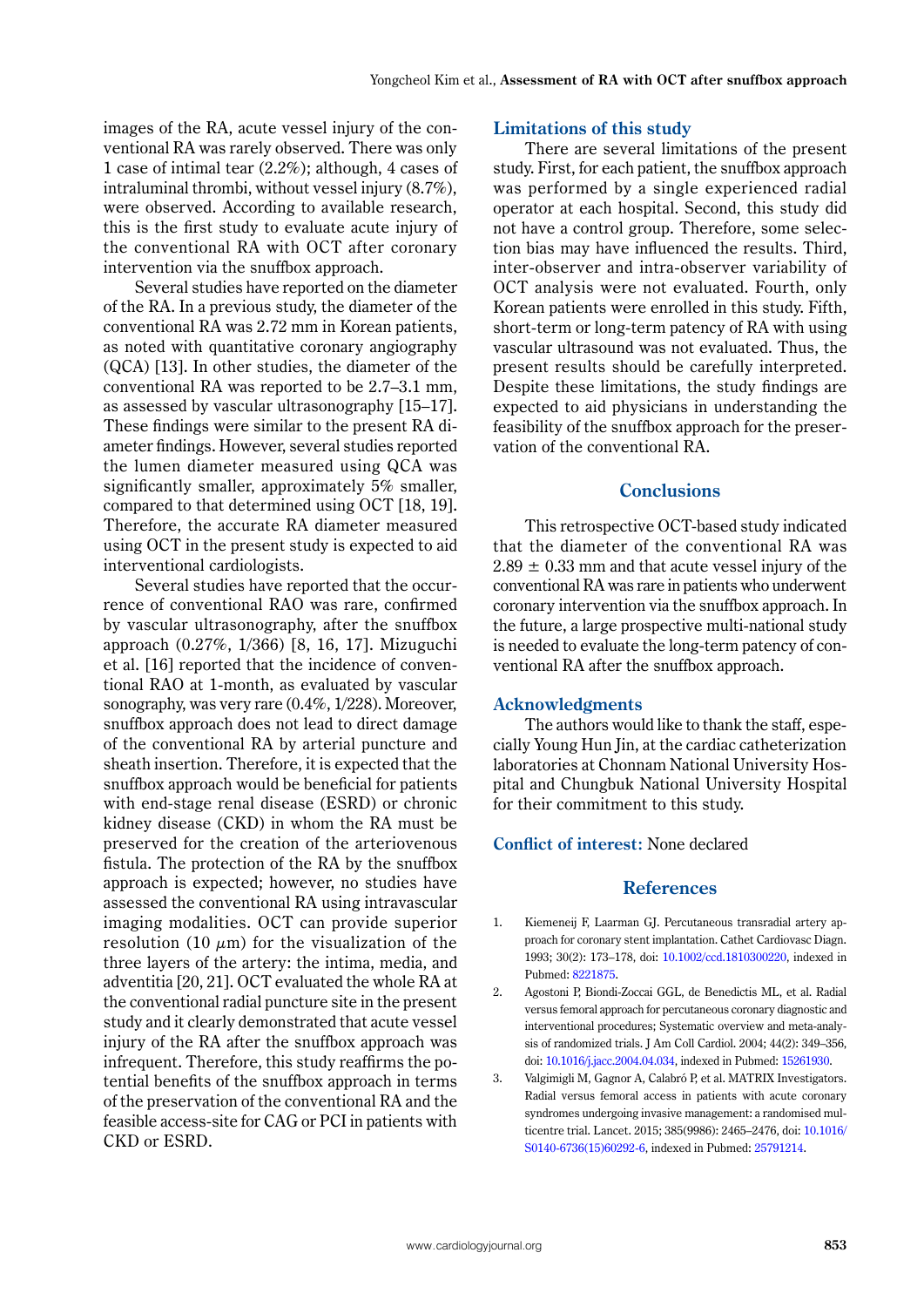images of the RA, acute vessel injury of the conventional RA was rarely observed. There was only 1 case of intimal tear (2.2%); although, 4 cases of intraluminal thrombi, without vessel injury (8.7%), were observed. According to available research, this is the first study to evaluate acute injury of the conventional RA with OCT after coronary intervention via the snuffbox approach.

Several studies have reported on the diameter of the RA. In a previous study, the diameter of the conventional RA was 2.72 mm in Korean patients, as noted with quantitative coronary angiography (QCA) [13]. In other studies, the diameter of the conventional RA was reported to be 2.7–3.1 mm, as assessed by vascular ultrasonography [15–17]. These findings were similar to the present RA diameter findings. However, several studies reported the lumen diameter measured using QCA was significantly smaller, approximately 5% smaller, compared to that determined using OCT [18, 19]. Therefore, the accurate RA diameter measured using OCT in the present study is expected to aid interventional cardiologists.

Several studies have reported that the occurrence of conventional RAO was rare, confirmed by vascular ultrasonography, after the snuffbox approach (0.27%, 1/366) [8, 16, 17]. Mizuguchi et al. [16] reported that the incidence of conventional RAO at 1-month, as evaluated by vascular sonography, was very rare (0.4%, 1/228). Moreover, snuffbox approach does not lead to direct damage of the conventional RA by arterial puncture and sheath insertion. Therefore, it is expected that the snuffbox approach would be beneficial for patients with end-stage renal disease (ESRD) or chronic kidney disease (CKD) in whom the RA must be preserved for the creation of the arteriovenous fistula. The protection of the RA by the snuffbox approach is expected; however, no studies have assessed the conventional RA using intravascular imaging modalities. OCT can provide superior resolution (10 $\mu$m) for the visualization of the three layers of the artery: the intima, media, and adventitia [20, 21]. OCT evaluated the whole RA at the conventional radial puncture site in the present study and it clearly demonstrated that acute vessel injury of the RA after the snuffbox approach was infrequent. Therefore, this study reaffirms the potential benefits of the snuffbox approach in terms of the preservation of the conventional RA and the feasible access-site for CAG or PCI in patients with CKD or ESRD.

### Limitations of this study

There are several limitations of the present study. First, for each patient, the snuffbox approach was performed by a single experienced radial operator at each hospital. Second, this study did not have a control group. Therefore, some selection bias may have influenced the results. Third, inter-observer and intra-observer variability of OCT analysis were not evaluated. Fourth, only Korean patients were enrolled in this study. Fifth, short-term or long-term patency of RA with using vascular ultrasound was not evaluated. Thus, the present results should be carefully interpreted. Despite these limitations, the study findings are expected to aid physicians in understanding the feasibility of the snuffbox approach for the preservation of the conventional RA.

## Conclusions

This retrospective OCT-based study indicated that the diameter of the conventional RA was 2.89 ± 0.33 mm and that acute vessel injury of the conventional RA was rare in patients who underwent coronary intervention via the snuffbox approach. In the future, a large prospective multi-national study is needed to evaluate the long-term patency of conventional RA after the snuffbox approach.

### Acknowledgments

The authors would like to thank the staff, especially Young Hun Jin, at the cardiac catheterization laboratories at Chonnam National University Hospital and Chungbuk National University Hospital for their commitment to this study.

**Conflict of interest:** None declared

## References

1. Kiemeneij F, Laarman GJ. Percutaneous transradial artery approach for coronary stent implantation. Cathet Cardiovasc Diagn. 1993; 30(2): 173–178, doi: 10.1002/ccd.1810300220, indexed in Pubmed: 8221875.
2. Agostoni P, Biondi-Zoccai GGL, de Benedictis ML, et al. Radial versus femoral approach for percutaneous coronary diagnostic and interventional procedures; Systematic overview and meta-analysis of randomized trials. J Am Coll Cardiol. 2004; 44(2): 349–356, doi: 10.1016/j.jacc.2004.04.034, indexed in Pubmed: 15261930.
3. Valgimigli M, Gagnor A, Calabró P, et al. MATRIX Investigators. Radial versus femoral access in patients with acute coronary syndromes undergoing invasive management: a randomised multicentre trial. Lancet. 2015; 385(9986): 2465–2476, doi: 10.1016/S0140-6736(15)60292-6, indexed in Pubmed: 25791214.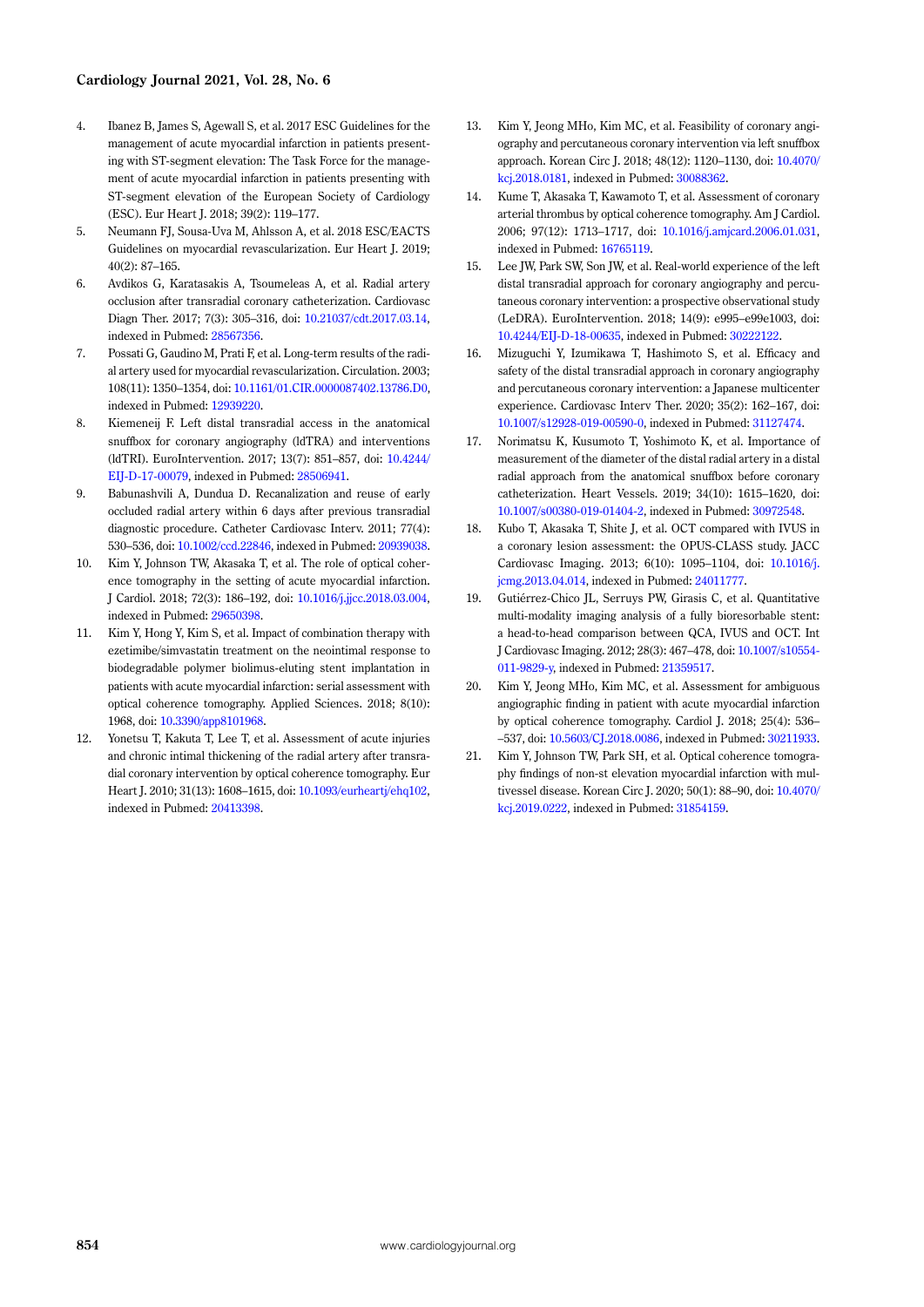4. Ibanez B, James S, Agewall S, et al. 2017 ESC Guidelines for the management of acute myocardial infarction in patients presenting with ST-segment elevation: The Task Force for the management of acute myocardial infarction in patients presenting with ST-segment elevation of the European Society of Cardiology (ESC). Eur Heart J. 2018; 39(2): 119–177.
5. Neumann FJ, Sousa-Uva M, Ahlsson A, et al. 2018 ESC/EACTS Guidelines on myocardial revascularization. Eur Heart J. 2019; 40(2): 87–165.
6. Avdikos G, Karatasakis A, Tsoumeleas A, et al. Radial artery occlusion after transradial coronary catheterization. Cardiovasc Diagn Ther. 2017; 7(3): 305–316, doi: 10.21037/cdt.2017.03.14, indexed in Pubmed: 28567356.
7. Possati G, Gaudino M, Prati F, et al. Long-term results of the radial artery used for myocardial revascularization. Circulation. 2003; 108(11): 1350–1354, doi: 10.1161/01.CIR.0000087402.13786.D0, indexed in Pubmed: 12939220.
8. Kiemeneij F. Left distal transradial access in the anatomical snuffbox for coronary angiography (ldTRA) and interventions (ldTRI). EuroIntervention. 2017; 13(7): 851–857, doi: 10.4244/EIJ-D-17-00079, indexed in Pubmed: 28506941.
9. Babunashvili A, Dundua D. Recanalization and reuse of early occluded radial artery within 6 days after previous transradial diagnostic procedure. Catheter Cardiovasc Interv. 2011; 77(4): 530–536, doi: 10.1002/ccd.22846, indexed in Pubmed: 20939038.
10. Kim Y, Johnson TW, Akasaka T, et al. The role of optical coherence tomography in the setting of acute myocardial infarction. J Cardiol. 2018; 72(3): 186–192, doi: 10.1016/j.jjcc.2018.03.004, indexed in Pubmed: 29650398.
11. Kim Y, Hong Y, Kim S, et al. Impact of combination therapy with ezetimibe/simvastatin treatment on the neointimal response to biodegradable polymer biolimus-eluting stent implantation in patients with acute myocardial infarction: serial assessment with optical coherence tomography. Applied Sciences. 2018; 8(10): 1968, doi: 10.3390/app8101968.
12. Yonetsu T, Kakuta T, Lee T, et al. Assessment of acute injuries and chronic intimal thickening of the radial artery after transradial coronary intervention by optical coherence tomography. Eur Heart J. 2010; 31(13): 1608–1615, doi: 10.1093/eurheartj/ehq102, indexed in Pubmed: 20413398.
13. Kim Y, Jeong MHo, Kim MC, et al. Feasibility of coronary angiography and percutaneous coronary intervention via left snuffbox approach. Korean Circ J. 2018; 48(12): 1120–1130, doi: 10.4070/kcj.2018.0181, indexed in Pubmed: 30088362.
14. Kume T, Akasaka T, Kawamoto T, et al. Assessment of coronary arterial thrombus by optical coherence tomography. Am J Cardiol. 2006; 97(12): 1713–1717, doi: 10.1016/j.amjcard.2006.01.031, indexed in Pubmed: 16765119.
15. Lee JW, Park SW, Son JW, et al. Real-world experience of the left distal transradial approach for coronary angiography and percutaneous coronary intervention: a prospective observational study (LeDRA). EuroIntervention. 2018; 14(9): e995–e99e1003, doi: 10.4244/EIJ-D-18-00635, indexed in Pubmed: 30222122.
16. Mizuguchi Y, Izumikawa T, Hashimoto S, et al. Efficacy and safety of the distal transradial approach in coronary angiography and percutaneous coronary intervention: a Japanese multicenter experience. Cardiovasc Interv Ther. 2020; 35(2): 162–167, doi: 10.1007/s12928-019-00590-0, indexed in Pubmed: 31127474.
17. Norimatsu K, Kusumoto T, Yoshimoto K, et al. Importance of measurement of the diameter of the distal radial artery in a distal radial approach from the anatomical snuffbox before coronary catheterization. Heart Vessels. 2019; 34(10): 1615–1620, doi: 10.1007/s00380-019-01404-2, indexed in Pubmed: 30972548.
18. Kubo T, Akasaka T, Shite J, et al. OCT compared with IVUS in a coronary lesion assessment: the OPUS-CLASS study. JACC Cardiovasc Imaging. 2013; 6(10): 1095–1104, doi: 10.1016/j.jcmg.2013.04.014, indexed in Pubmed: 24011777.
19. Gutiérrez-Chico JL, Serruys PW, Girasis C, et al. Quantitative multi-modality imaging analysis of a fully bioresorbable stent: a head-to-head comparison between QCA, IVUS and OCT. Int J Cardiovasc Imaging. 2012; 28(3): 467–478, doi: 10.1007/s10554-011-9829-y, indexed in Pubmed: 21359517.
20. Kim Y, Jeong MHo, Kim MC, et al. Assessment for ambiguous angiographic finding in patient with acute myocardial infarction by optical coherence tomography. Cardiol J. 2018; 25(4): 536–537, doi: 10.5603/CJ.2018.0086, indexed in Pubmed: 30211933.
21. Kim Y, Johnson TW, Park SH, et al. Optical coherence tomography findings of non-st elevation myocardial infarction with multivessel disease. Korean Circ J. 2020; 50(1): 88–90, doi: 10.4070/kcj.2019.0222, indexed in Pubmed: 31854159.